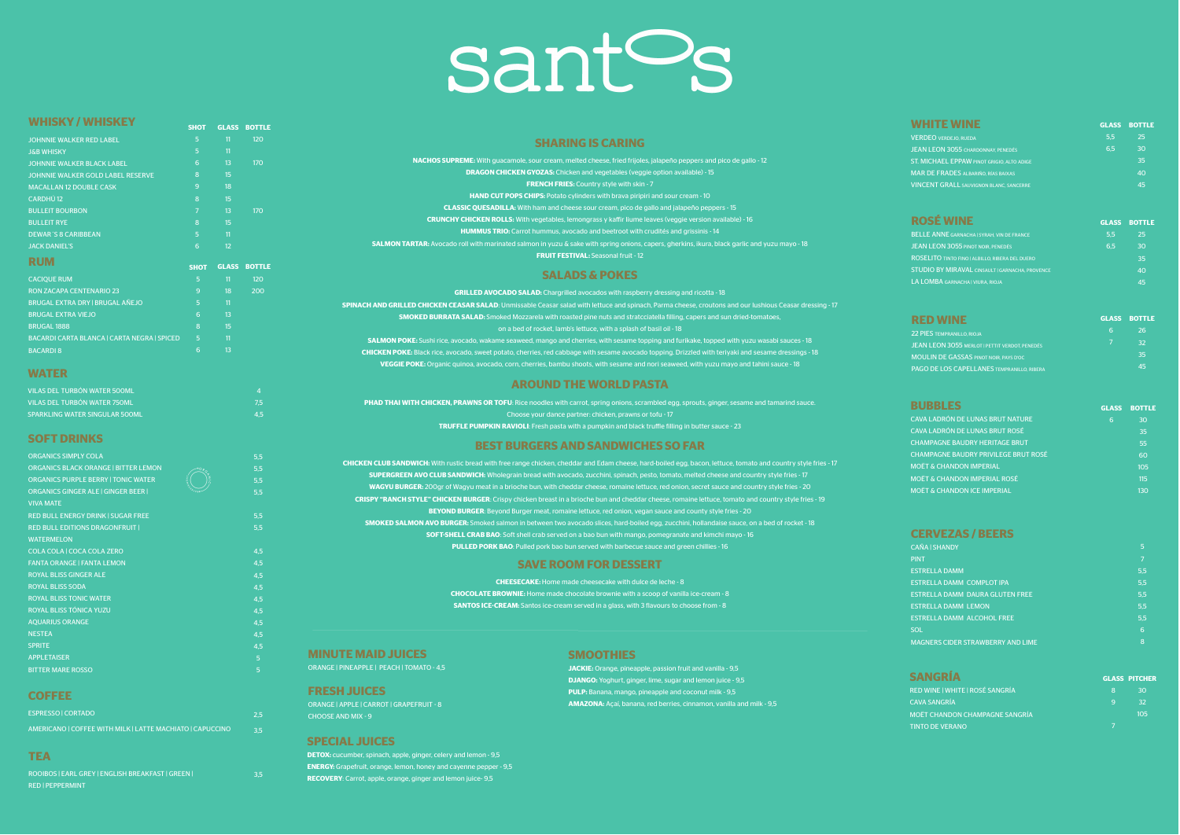# santos

## WHISKY / WHISKEY

| | SHOT | GLASS | BOTTLE |
|---|---|---|---|
| JOHNNIE WALKER RED LABEL | 5 | 11 | 120 |
| J&B WHISKY | 5 | 11 | |
| JOHNNIE WALKER BLACK LABEL | 6 | 13 | 170 |
| JOHNNIE WALKER GOLD LABEL RESERVE | 8 | 15 | |
| MACALLAN 12 DOUBLE CASK | 9 | 18 | |
| CARDHÚ 12 | 8 | 15 | |
| BULLEIT BOURBON | 7 | 13 | 170 |
| BULLEIT RYE | 8 | 15 | |
| DEWAR´S 8 CARIBBEAN | 5 | 11 | |
| JACK DANIEL'S | 6 | 12 | |

## RUM

| | SHOT | GLASS | BOTTLE |
|---|---|---|---|
| CACIQUE RUM | 5 | 11 | 120 |
| RON ZACAPA CENTENARIO 23 | 9 | 18 | 200 |
| BRUGAL EXTRA DRY \| BRUGAL AÑEJO | 5 | 11 | |
| BRUGAL EXTRA VIEJO | 6 | 13 | |
| BRUGAL 1888 | 8 | 15 | |
| BACARDI CARTA BLANCA \| CARTA NEGRA \| SPICED | 5 | 11 | |
| BACARDI 8 | 6 | 13 | |

## WATER

| | |
|---|---|
| VILAS DEL TURBÓN WATER 500ML | 4 |
| VILAS DEL TURBÓN WATER 750ML | 7,5 |
| SPARKLING WATER SINGULAR 500ML | 4,5 |

## SOFT DRINKS

| | |
|---|---|
| ORGANICS SIMPLY COLA | 5,5 |
| ORGANICS BLACK ORANGE \| BITTER LEMON | 5,5 |
| ORGANICS PURPLE BERRY \| TONIC WATER | 5,5 |
| ORGANICS GINGER ALE \| GINGER BEER \| VIVA MATE | 5,5 |
| RED BULL ENERGY DRINK \| SUGAR FREE | 5,5 |
| RED BULL EDITIONS DRAGONFRUIT \| WATERMELON | 5,5 |
| COLA COLA \| COCA COLA ZERO | 4,5 |
| FANTA ORANGE \| FANTA LEMON | 4,5 |
| ROYAL BLISS GINGER ALE | 4,5 |
| ROYAL BLISS SODA | 4,5 |
| ROYAL BLISS TONIC WATER | 4,5 |
| ROYAL BLISS TÓNICA YUZU | 4,5 |
| AQUARIUS ORANGE | 4,5 |
| NESTEA | 4,5 |
| SPRITE | 4,5 |
| APPLETAISER | 5 |
| BITTER MARE ROSSO | 5 |

## COFFEE

| | |
|---|---|
| ESPRESSO \| CORTADO | 2,5 |
| AMERICANO \| COFFEE WITH MILK \| LATTE MACHIATO \| CAPUCCINO | 3,5 |

## TEA

| | |
|---|---|
| ROOIBOS \| EARL GREY \| ENGLISH BREAKFAST \| GREEN \| RED \| PEPPERMINT | 3,5 |

## SHARING IS CARING

**NACHOS SUPREME:** With guacamole, sour cream, melted cheese, fried frijoles, jalapeño peppers and pico de gallo - 12

**DRAGON CHICKEN GYOZAS:** Chicken and vegetables (veggie option available) - 15

**FRENCH FRIES:** Country style with skin - 7

**HAND CUT POPS CHIPS:** Potato cylinders with brava piripiri and sour cream - 10

**CLASSIC QUESADILLA:** With ham and cheese sour cream, pico de gallo and jalapeño peppers - 15

**CRUNCHY CHICKEN ROLLS:** With vegetables, lemongrass y kaffir liume leaves (veggie version available) - 16

**HUMMUS TRIO:** Carrot hummus, avocado and beetroot with crudités and grissinis - 14

**SALMON TARTAR:** Avocado roll with marinated salmon in yuzu & sake with spring onions, capers, gherkins, ikura, black garlic and yuzu mayo - 18

**FRUIT FESTIVAL:** Seasonal fruit - 12

## SALADS & POKES

**GRILLED AVOCADO SALAD:** Chargrilled avocados with raspberry dressing and ricotta - 18

**SPINACH AND GRILLED CHICKEN CEASAR SALAD**: Unmissable Ceasar salad with lettuce and spinach, Parma cheese, croutons and our lushious Ceasar dressing - 17

**SMOKED BURRATA SALAD:** Smoked Mozzarela with roasted pine nuts and stratcciatella filling, capers and sun dried-tomatoes, on a bed of rocket, lamb's lettuce, with a splash of basil oil - 18

**SALMON POKE:** Sushi rice, avocado, wakame seaweed, mango and cherries, with sesame topping and furikake, topped with yuzu wasabi sauces - 18

**CHICKEN POKE:** Black rice, avocado, sweet potato, cherries, red cabbage with sesame avocado topping. Drizzled with teriyaki and sesame dressings - 18

**VEGGIE POKE:** Organic quinoa, avocado, corn, cherries, bambu shoots, with sesame and nori seaweed, with yuzu mayo and tahini sauce - 18

## AROUND THE WORLD PASTA

**PHAD THAI WITH CHICKEN, PRAWNS OR TOFU**: Rice noodles with carrot, spring onions, scrambled egg, sprouts, ginger, sesame and tamarind sauce. Choose your dance partner: chicken, prawns or tofu - 17

**TRUFFLE PUMPKIN RAVIOLI**: Fresh pasta with a pumpkin and black truffle filling in butter sauce - 23

## BEST BURGERS AND SANDWICHES SO FAR

**CHICKEN CLUB SANDWICH:** With rustic bread with free range chicken, cheddar and Edam cheese, hard-boiled egg, bacon, lettuce, tomato and country style fries - 17

**SUPERGREEN AVO CLUB SANDWICH:** Wholegrain bread with avocado, zucchini, spinach, pesto, tomato, melted cheese and country style fries - 17

**WAGYU BURGER:** 200gr of Wagyu meat in a brioche bun, with cheddar cheese, romaine lettuce, red onion, secret sauce and country style fries - 20

**CRISPY "RANCH STYLE" CHICKEN BURGER**: Crispy chicken breast in a brioche bun and cheddar cheese, romaine lettuce, tomato and country style fries - 19

**BEYOND BURGER**: Beyond Burger meat, romaine lettuce, red onion, vegan sauce and county style fries - 20

**SMOKED SALMON AVO BURGER:** Smoked salmon in between two avocado slices, hard-boiled egg, zucchini, hollandaise sauce, on a bed of rocket - 18

**SOFT-SHELL CRAB BAO**: Soft shell crab served on a bao bun with mango, pomegranate and kimchi mayo - 16

**PULLED PORK BAO**: Pulled pork bao bun served with barbecue sauce and green chillies - 16

## SAVE ROOM FOR DESSERT

**CHEESECAKE:** Home made cheesecake with dulce de leche - 8

**CHOCOLATE BROWNIE:** Home made chocolate brownie with a scoop of vanilla ice-cream - 8

**SANTOS ICE-CREAM:** Santos ice-cream served in a glass, with 3 flavours to choose from - 8

## MINUTE MAID JUICES

ORANGE | PINEAPPLE | PEACH | TOMATO - 4,5

## FRESH JUICES

ORANGE | APPLE | CARROT | GRAPEFRUIT - 8

CHOOSE AND MIX - 9

## SPECIAL JUICES

**DETOX:** cucumber, spinach, apple, ginger, celery and lemon - 9,5

**ENERGY:** Grapefruit, orange, lemon, honey and cayenne pepper - 9,5

**RECOVERY**: Carrot, apple, orange, ginger and lemon juice- 9,5

## SMOOTHIES

**JACKIE:** Orange, pineapple, passion fruit and vanilla - 9,5

**DJANGO:** Yoghurt, ginger, lime, sugar and lemon juice - 9,5

**PULP:** Banana, mango, pineapple and coconut milk - 9,5

**AMAZONA:** Açai, banana, red berries, cinnamon, vanilla and milk - 9,5

## WHITE WINE

| | GLASS | BOTTLE |
|---|---|---|
| VERDEO VERDEJO, RUEDA | 5,5 | 25 |
| JEAN LEON 3055 CHARDONNAY, PENEDÈS | 6,5 | 30 |
| ST. MICHAEL EPPAW PINOT GRIGIO, ALTO ADIGE | | 35 |
| MAR DE FRADES ALBARIÑO, RIAS BAIXAS | | 40 |
| VINCENT GRALL SAUVIGNON BLANC, SANCERRE | | 45 |

## ROSÉ WINE

| | GLASS | BOTTLE |
|---|---|---|
| BELLE ANNE GARNACHA \| SYRAH, VIN DE FRANCE | 5,5 | 25 |
| JEAN LEON 3055 PINOT NOIR, PENEDÈS | 6,5 | 30 |
| ROSELITO TINTO FINO \| ALBILLO, RIBERA DEL DUERO | | 35 |
| STUDIO BY MIRAVAL CINSAULT \| GARNACHA, PROVENCE | | 40 |
| LA LOMBA GARNACHA \| VIURA, RIOJA | | 45 |

## RED WINE

| | GLASS | BOTTLE |
|---|---|---|
| 22 PIES TEMPRANILLO, RIOJA | 6 | 26 |
| JEAN LEON 3055 MERLOT \| PETTIT VERDOT, PENEDÈS | 7 | 32 |
| MOULIN DE GASSAS PINOT NOIR, PAYS D'OC | | 35 |
| PAGO DE LOS CAPELLANES TEMPRANILLO, RIBERA | | 45 |

## BUBBLES

| | GLASS | BOTTLE |
|---|---|---|
| CAVA LADRÓN DE LUNAS BRUT NATURE | 6 | 30 |
| CAVA LADRÓN DE LUNAS BRUT ROSÉ | | 35 |
| CHAMPAGNE BAUDRY HERITAGE BRUT | | 55 |
| CHAMPAGNE BAUDRY PRIVILEGE BRUT ROSÉ | | 60 |
| MOËT & CHANDON IMPERIAL | | 105 |
| MOËT & CHANDON IMPERIAL ROSÉ | | 115 |
| MOËT & CHANDON ICE IMPERIAL | | 130 |

## CERVEZAS / BEERS

| | |
|---|---|
| CAÑA \| SHANDY | 5 |
| PINT | 7 |
| ESTRELLA DAMM | 5,5 |
| ESTRELLA DAMM COMPLOT IPA | 5,5 |
| ESTRELLA DAMM DAURA GLUTEN FREE | 5,5 |
| ESTRELLA DAMM LEMON | 5,5 |
| ESTRELLA DAMM ALCOHOL FREE | 5,5 |
| SOL | 6 |
| MAGNERS CIDER STRAWBERRY AND LIME | 8 |

## SANGRÍA

| | GLASS | PITCHER |
|---|---|---|
| RED WINE \| WHITE \| ROSÉ SANGRÍA | 8 | 30 |
| CAVA SANGRÍA | 9 | 32 |
| MOËT CHANDON CHAMPAGNE SANGRÍA | | 105 |
| TINTO DE VERANO | 7 | |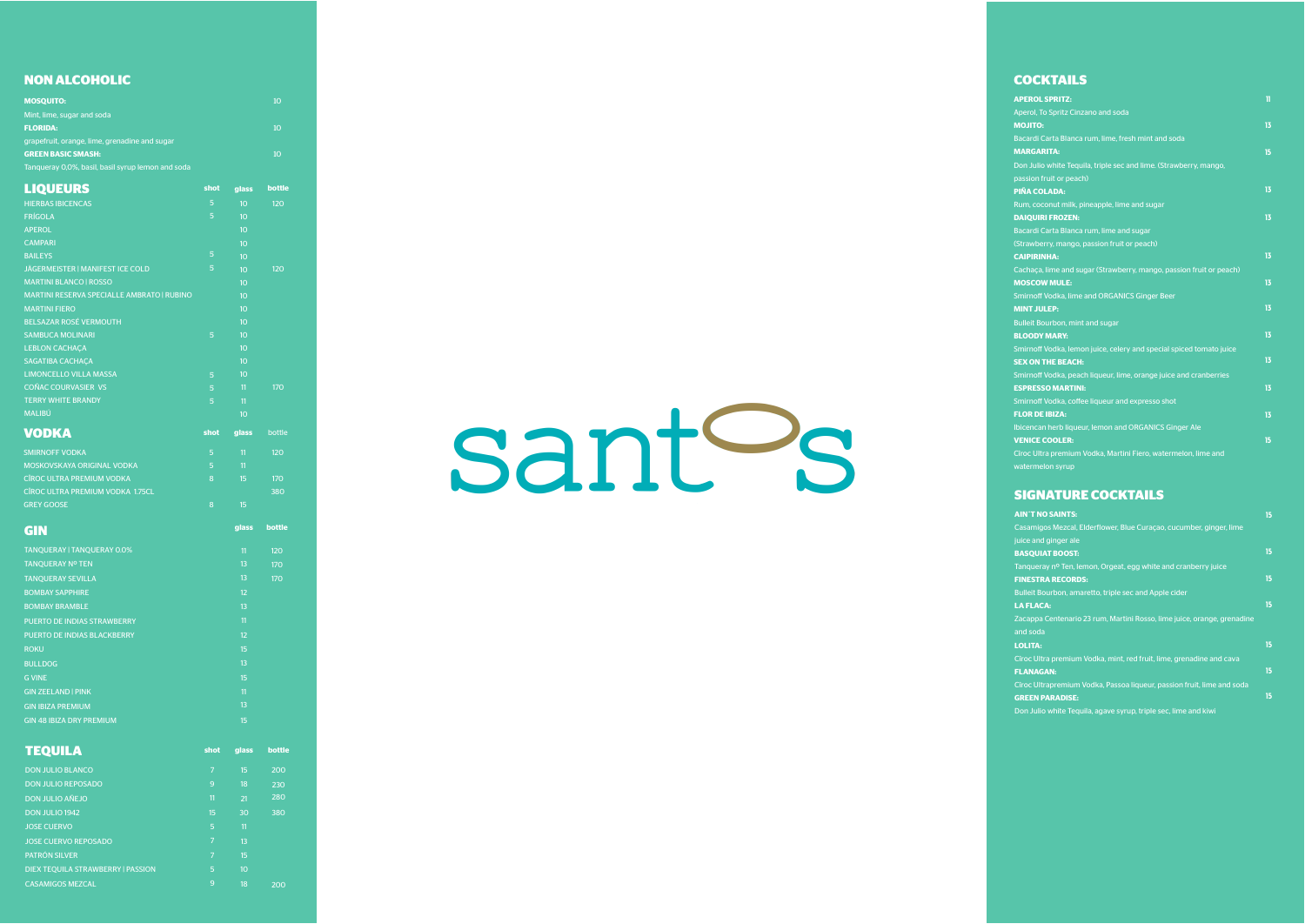## NON ALCOHOLIC

**MOSQUITO:** 10
Mint, lime, sugar and soda

**FLORIDA:** 10
grapefruit, orange, lime, grenadine and sugar

**GREEN BASIC SMASH:** 10
Tanqueray 0,0%, basil, basil syrup lemon and soda

## LIQUEURS

| LIQUEURS | shot | glass | bottle |
| --- | --- | --- | --- |
| HIERBAS IBICENCAS | 5 | 10 | 120 |
| FRÍGOLA | 5 | 10 | |
| APEROL | | 10 | |
| CAMPARI | | 10 | |
| BAILEYS | 5 | 10 | |
| JÄGERMEISTER \| MANIFEST ICE COLD | 5 | 10 | 120 |
| MARTINI BLANCO \| ROSSO | | 10 | |
| MARTINI RESERVA SPECIALLE AMBRATO \| RUBINO | | 10 | |
| MARTINI FIERO | | 10 | |
| BELSAZAR ROSÉ VERMOUTH | | 10 | |
| SAMBUCA MOLINARI | 5 | 10 | |
| LEBLON CACHAÇA | | 10 | |
| SAGATIBA CACHAÇA | | 10 | |
| LIMONCELLO VILLA MASSA | 5 | 10 | |
| COÑAC COURVASIER VS | 5 | 11 | 170 |
| TERRY WHITE BRANDY | 5 | 11 | |
| MALIBÚ | | 10 | |

## VODKA

| VODKA | shot | glass | bottle |
| --- | --- | --- | --- |
| SMIRNOFF VODKA | 5 | 11 | 120 |
| MOSKOVSKAYA ORIGINAL VODKA | 5 | 11 | |
| CÎROC ULTRA PREMIUM VODKA | 8 | 15 | 170 |
| CÎROC ULTRA PREMIUM VODKA 1.75CL | | | 380 |
| GREY GOOSE | 8 | 15 | |

## GIN

| GIN | glass | bottle |
| --- | --- | --- |
| TANQUERAY \| TANQUERAY 0.0% | 11 | 120 |
| TANQUERAY Nº TEN | 13 | 170 |
| TANQUERAY SEVILLA | 13 | 170 |
| BOMBAY SAPPHIRE | 12 | |
| BOMBAY BRAMBLE | 13 | |
| PUERTO DE INDIAS STRAWBERRY | 11 | |
| PUERTO DE INDIAS BLACKBERRY | 12 | |
| ROKU | 15 | |
| BULLDOG | 13 | |
| G VINE | 15 | |
| GIN ZEELAND \| PINK | 11 | |
| GIN IBIZA PREMIUM | 13 | |
| GIN 48 IBIZA DRY PREMIUM | 15 | |

## TEQUILA

| TEQUILA | shot | glass | bottle |
| --- | --- | --- | --- |
| DON JULIO BLANCO | 7 | 15 | 200 |
| DON JULIO REPOSADO | 9 | 18 | 230 |
| DON JULIO AÑEJO | 11 | 21 | 280 |
| DON JULIO 1942 | 15 | 30 | 380 |
| JOSE CUERVO | 5 | 11 | |
| JOSE CUERVO REPOSADO | 7 | 13 | |
| PATRÓN SILVER | 7 | 15 | |
| DIEX TEQUILA STRAWBERRY \| PASSION | 5 | 10 | |
| CASAMIGOS MEZCAL | 9 | 18 | 200 |

# santos

## COCKTAILS

**APEROL SPRITZ:** 11
Aperol, To Spritz Cinzano and soda

**MOJITO:** 13
Bacardi Carta Blanca rum, lime, fresh mint and soda

**MARGARITA:** 15
Don Julio white Tequila, triple sec and lime. (Strawberry, mango, passion fruit or peach)

**PIÑA COLADA:** 13
Rum, coconut milk, pineapple, lime and sugar

**DAIQUIRI FROZEN:** 13
Bacardi Carta Blanca rum, lime and sugar
(Strawberry, mango, passion fruit or peach)

**CAIPIRINHA:** 13
Cachaça, lime and sugar (Strawberry, mango, passion fruit or peach)

**MOSCOW MULE:** 13
Smirnoff Vodka, lime and ORGANICS Ginger Beer

**MINT JULEP:** 13
Bulleit Bourbon, mint and sugar

**BLOODY MARY:** 13
Smirnoff Vodka, lemon juice, celery and special spiced tomato juice

**SEX ON THE BEACH:** 13
Smirnoff Vodka, peach liqueur, lime, orange juice and cranberries

**ESPRESSO MARTINI:** 13
Smirnoff Vodka, coffee liqueur and expresso shot

**FLOR DE IBIZA:** 13
Ibicencan herb liqueur, lemon and ORGANICS Ginger Ale

**VENICE COOLER:** 15
Cîroc Ultra premium Vodka, Martini Fiero, watermelon, lime and watermelon syrup

## SIGNATURE COCKTAILS

**AIN´T NO SAINTS:** 15
Casamigos Mezcal, Elderflower, Blue Curaçao, cucumber, ginger, lime juice and ginger ale

**BASQUIAT BOOST:** 15
Tanqueray nº Ten, lemon, Orgeat, egg white and cranberry juice

**FINESTRA RECORDS:** 15
Bulleit Bourbon, amaretto, triple sec and Apple cider

**LA FLACA:** 15
Zacappa Centenario 23 rum, Martini Rosso, lime juice, orange, grenadine and soda

**LOLITA:** 15
Cîroc Ultra premium Vodka, mint, red fruit, lime, grenadine and cava

**FLANAGAN:** 15
Cîroc Ultrapremium Vodka, Passoa liqueur, passion fruit, lime and soda

**GREEN PARADISE:** 15
Don Julio white Tequila, agave syrup, triple sec, lime and kiwi